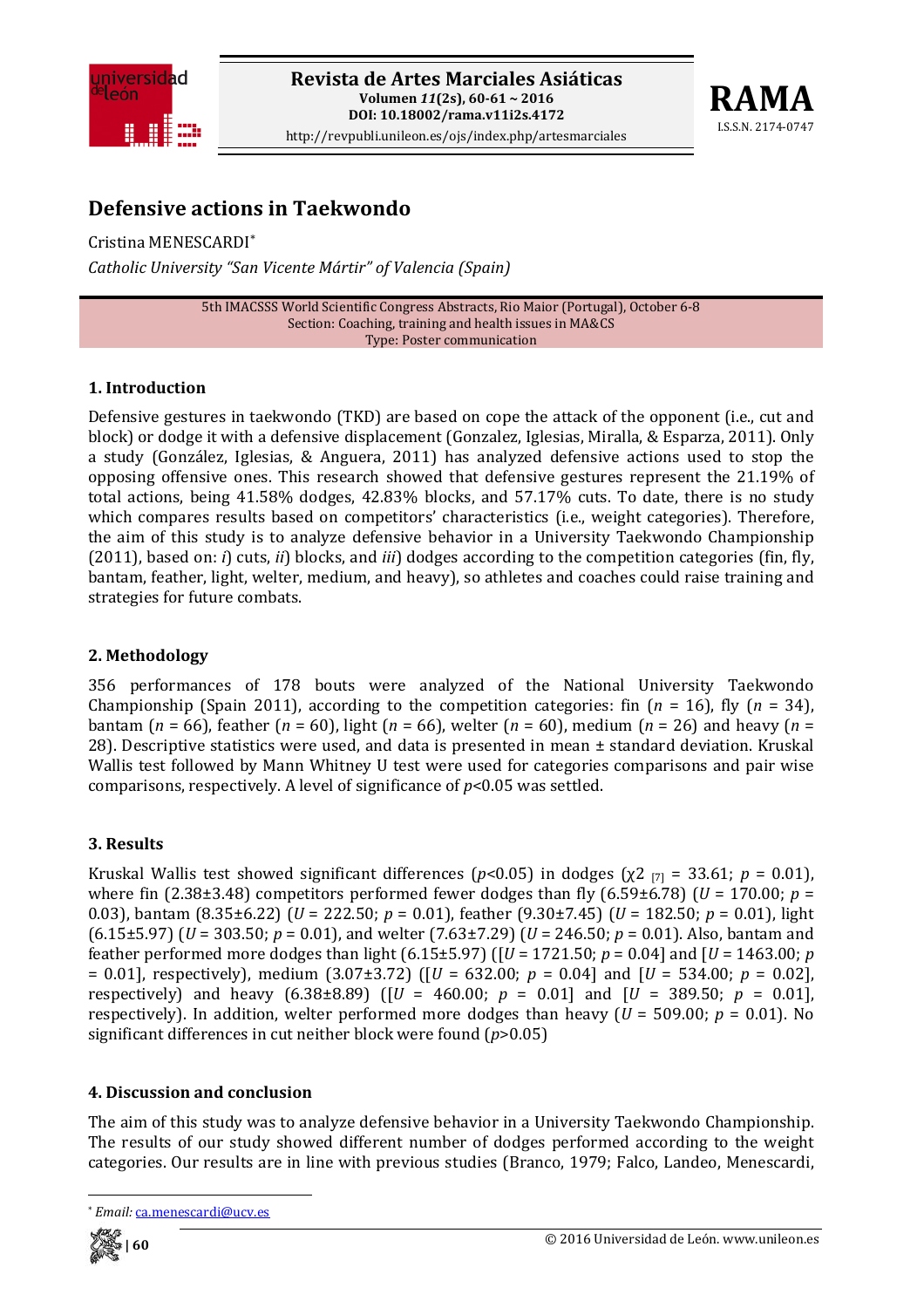# Defensive actions in Taekwondo

Cristina MENESCARDI*

*Catholic University "San Vicente Mártir" of Valencia (Spain)*

5th IMACSSS World Scientific Congress Abstracts, Rio Maior (Portugal), October 6-8
Section: Coaching, training and health issues in MA&CS
Type: Poster communication

## 1. Introduction

Defensive gestures in taekwondo (TKD) are based on cope the attack of the opponent (i.e., cut and block) or dodge it with a defensive displacement (Gonzalez, Iglesias, Miralla, & Esparza, 2011). Only a study (González, Iglesias, & Anguera, 2011) has analyzed defensive actions used to stop the opposing offensive ones. This research showed that defensive gestures represent the 21.19% of total actions, being 41.58% dodges, 42.83% blocks, and 57.17% cuts. To date, there is no study which compares results based on competitors' characteristics (i.e., weight categories). Therefore, the aim of this study is to analyze defensive behavior in a University Taekwondo Championship (2011), based on: *i*) cuts, *ii*) blocks, and *iii*) dodges according to the competition categories (fin, fly, bantam, feather, light, welter, medium, and heavy), so athletes and coaches could raise training and strategies for future combats.

## 2. Methodology

356 performances of 178 bouts were analyzed of the National University Taekwondo Championship (Spain 2011), according to the competition categories: fin ($n$ = 16), fly ($n$ = 34), bantam ($n$ = 66), feather ($n$ = 60), light ($n$ = 66), welter ($n$ = 60), medium ($n$ = 26) and heavy ($n$ = 28). Descriptive statistics were used, and data is presented in mean ± standard deviation. Kruskal Wallis test followed by Mann Whitney U test were used for categories comparisons and pair wise comparisons, respectively. A level of significance of $p$<0.05 was settled.

## 3. Results

Kruskal Wallis test showed significant differences ($p$<0.05) in dodges ($\chi^2_{[7]}$ = 33.61; $p$ = 0.01), where fin (2.38±3.48) competitors performed fewer dodges than fly (6.59±6.78) ($U$ = 170.00; $p$ = 0.03), bantam (8.35±6.22) ($U$ = 222.50; $p$ = 0.01), feather (9.30±7.45) ($U$ = 182.50; $p$ = 0.01), light (6.15±5.97) ($U$ = 303.50; $p$ = 0.01), and welter (7.63±7.29) ($U$ = 246.50; $p$ = 0.01). Also, bantam and feather performed more dodges than light (6.15±5.97) ([$U$ = 1721.50; $p$ = 0.04] and [$U$ = 1463.00; $p$ = 0.01], respectively), medium (3.07±3.72) ([$U$ = 632.00; $p$ = 0.04] and [$U$ = 534.00; $p$ = 0.02], respectively) and heavy (6.38±8.89) ([$U$ = 460.00; $p$ = 0.01] and [$U$ = 389.50; $p$ = 0.01], respectively). In addition, welter performed more dodges than heavy ($U$ = 509.00; $p$ = 0.01). No significant differences in cut neither block were found ($p$>0.05)

## 4. Discussion and conclusion

The aim of this study was to analyze defensive behavior in a University Taekwondo Championship. The results of our study showed different number of dodges performed according to the weight categories. Our results are in line with previous studies (Branco, 1979; Falco, Landeo, Menescardi,

* *Email:* ca.menescardi@ucv.es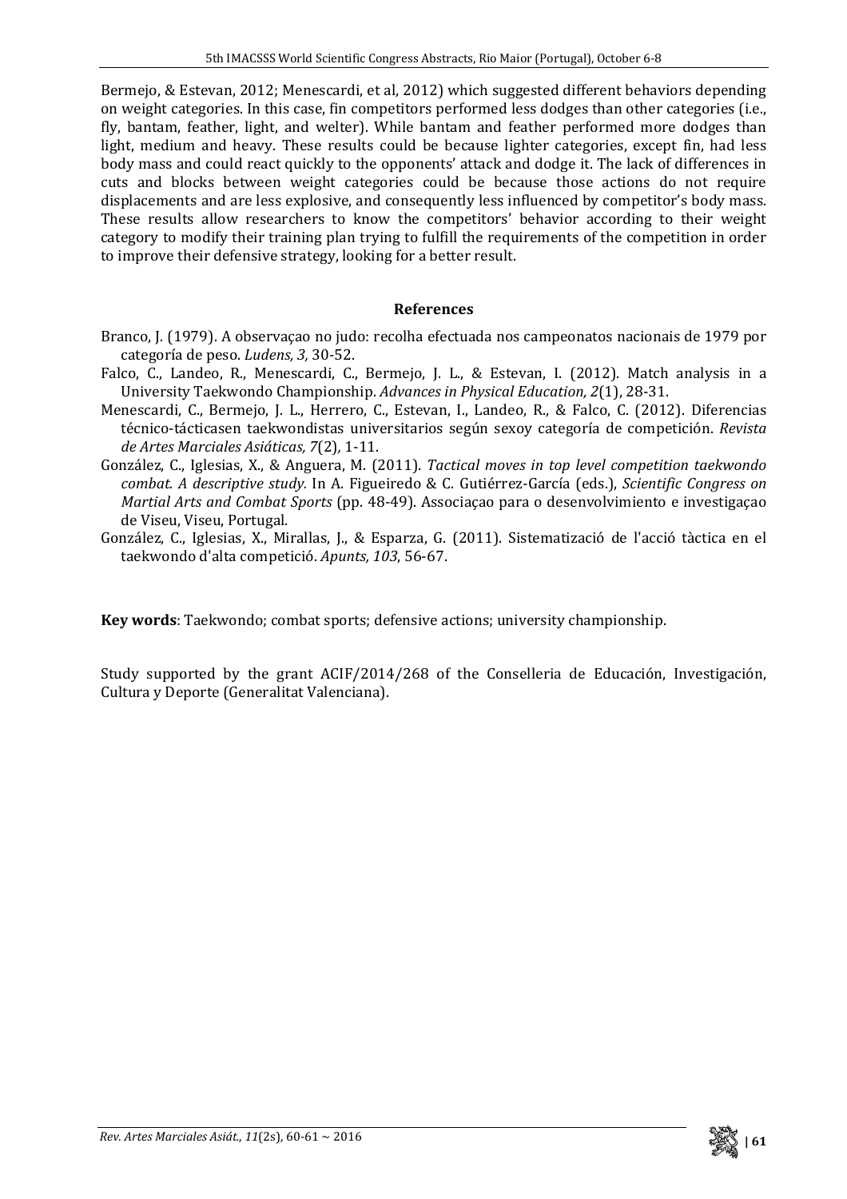Bermejo, & Estevan, 2012; Menescardi, et al, 2012) which suggested different behaviors depending on weight categories. In this case, fin competitors performed less dodges than other categories (i.e., fly, bantam, feather, light, and welter). While bantam and feather performed more dodges than light, medium and heavy. These results could be because lighter categories, except fin, had less body mass and could react quickly to the opponents' attack and dodge it. The lack of differences in cuts and blocks between weight categories could be because those actions do not require displacements and are less explosive, and consequently less influenced by competitor's body mass. These results allow researchers to know the competitors' behavior according to their weight category to modify their training plan trying to fulfill the requirements of the competition in order to improve their defensive strategy, looking for a better result.

### References

Branco, J. (1979). A observaçao no judo: recolha efectuada nos campeonatos nacionais de 1979 por categoría de peso. *Ludens, 3,* 30-52.

Falco, C., Landeo, R., Menescardi, C., Bermejo, J. L., & Estevan, I. (2012). Match analysis in a University Taekwondo Championship. *Advances in Physical Education, 2*(1), 28-31.

Menescardi, C., Bermejo, J. L., Herrero, C., Estevan, I., Landeo, R., & Falco, C. (2012). Diferencias técnico-tácticasen taekwondistas universitarios según sexoy categoría de competición. *Revista de Artes Marciales Asiáticas, 7*(2)*,* 1-11.

González, C., Iglesias, X., & Anguera, M. (2011). *Tactical moves in top level competition taekwondo combat. A descriptive study.* In A. Figueiredo & C. Gutiérrez-García (eds.), *Scientific Congress on Martial Arts and Combat Sports* (pp. 48-49). Associaçao para o desenvolvimiento e investigaçao de Viseu, Viseu, Portugal.

González, C., Iglesias, X., Mirallas, J., & Esparza, G. (2011). Sistematizació de l'acció tàctica en el taekwondo d'alta competició. *Apunts, 103*, 56-67.

**Key words**: Taekwondo; combat sports; defensive actions; university championship.

Study supported by the grant ACIF/2014/268 of the Conselleria de Educación, Investigación, Cultura y Deporte (Generalitat Valenciana).